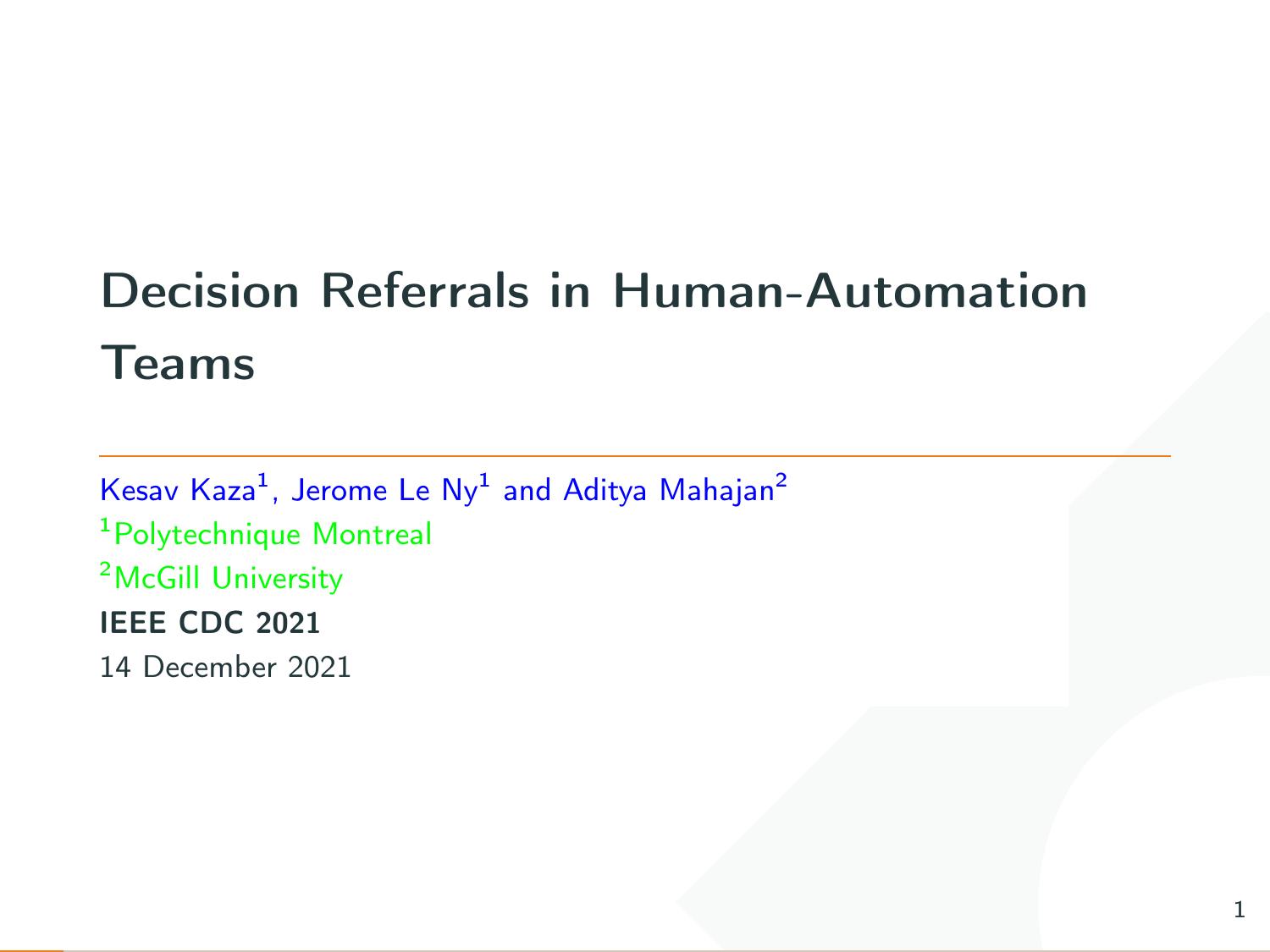# Decision Referrals in Human-Automation Teams

Kesav Kaza[1], Jerome Le Ny[1] and Aditya Mahajan[2]

[1]Polytechnique Montreal

[2]McGill University

**IEEE CDC 2021**

14 December 2021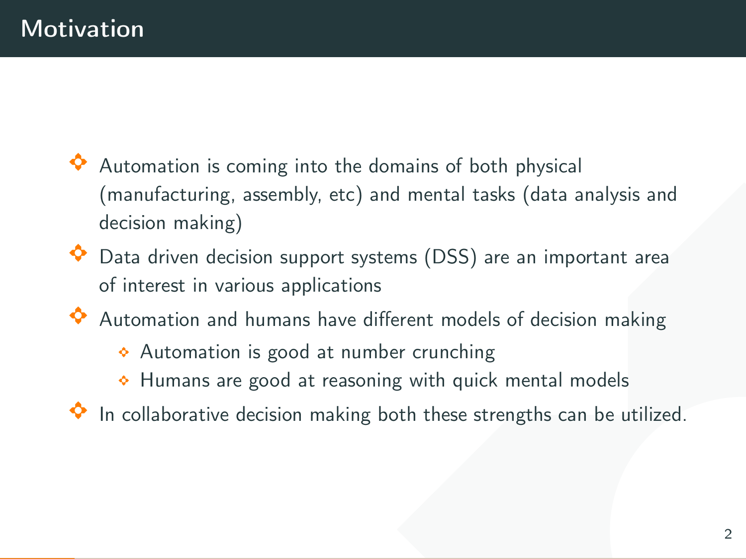# Motivation

- Automation is coming into the domains of both physical (manufacturing, assembly, etc) and mental tasks (data analysis and decision making)
- Data driven decision support systems (DSS) are an important area of interest in various applications
- Automation and humans have different models of decision making
  - Automation is good at number crunching
  - Humans are good at reasoning with quick mental models
- In collaborative decision making both these strengths can be utilized.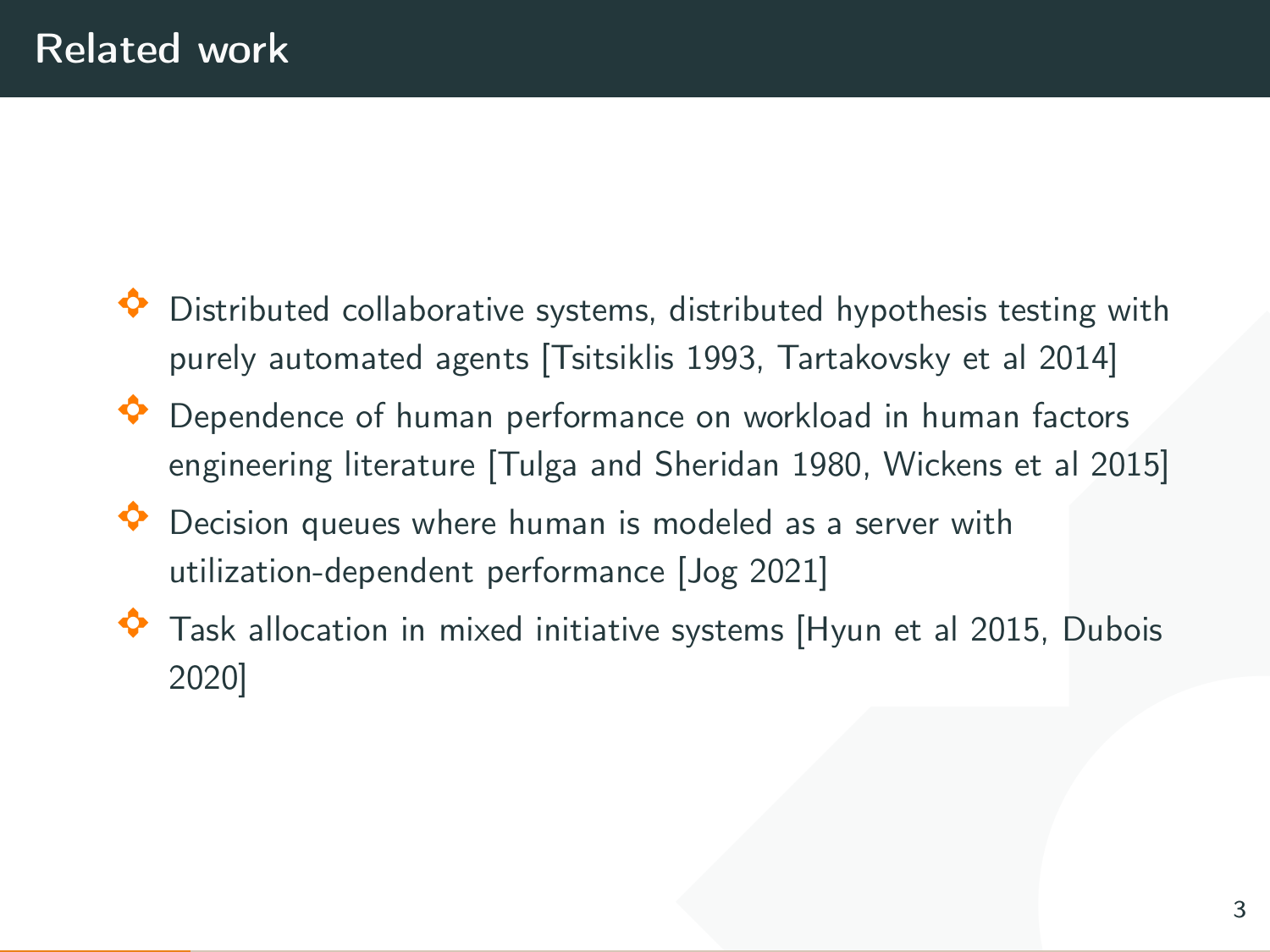# Related work

- Distributed collaborative systems, distributed hypothesis testing with purely automated agents [Tsitsiklis 1993, Tartakovsky et al 2014]
- Dependence of human performance on workload in human factors engineering literature [Tulga and Sheridan 1980, Wickens et al 2015]
- Decision queues where human is modeled as a server with utilization-dependent performance [Jog 2021]
- Task allocation in mixed initiative systems [Hyun et al 2015, Dubois 2020]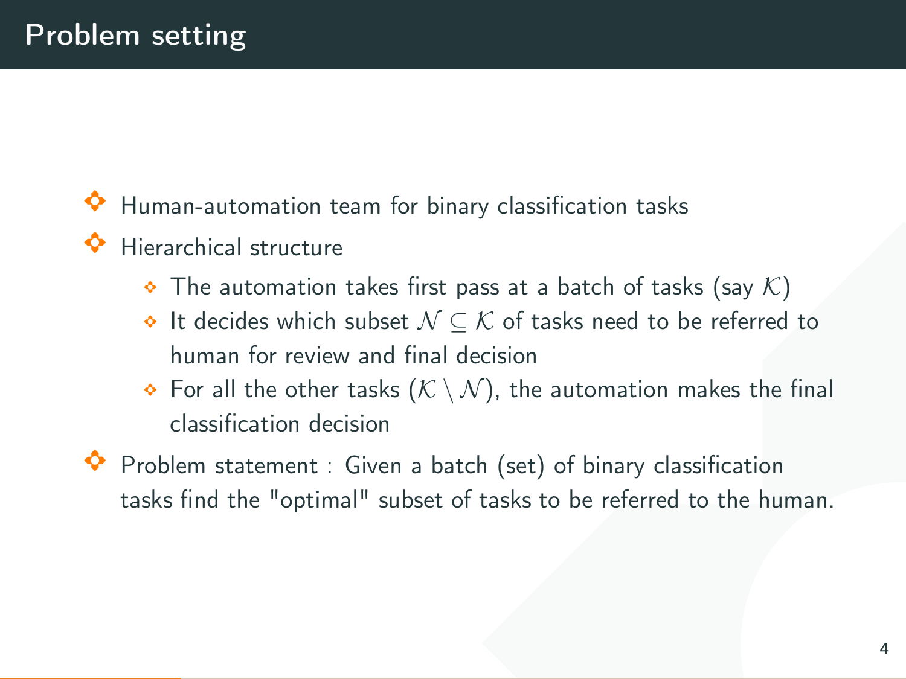# Problem setting

- Human-automation team for binary classification tasks
- Hierarchical structure
  - The automation takes first pass at a batch of tasks (say $\mathcal{K}$)
  - It decides which subset $\mathcal{N} \subseteq \mathcal{K}$ of tasks need to be referred to human for review and final decision
  - For all the other tasks ($\mathcal{K} \setminus \mathcal{N}$), the automation makes the final classification decision
- Problem statement : Given a batch (set) of binary classification tasks find the "optimal" subset of tasks to be referred to the human.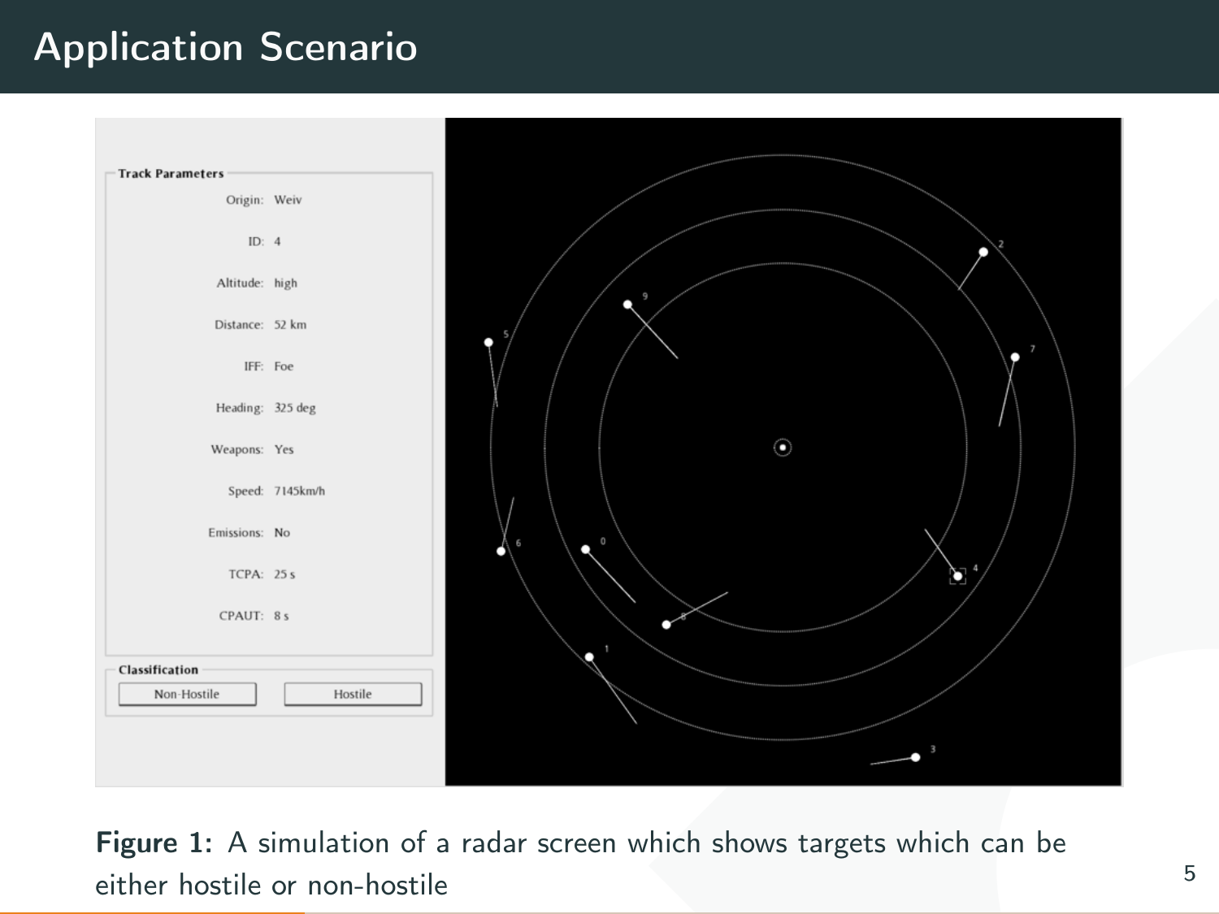# Application Scenario

**Track Parameters**

Origin: Weiv

ID: 4

Altitude: high

Distance: 52 km

IFF: Foe

Heading: 325 deg

Weapons: Yes

Speed: 7145km/h

Emissions: No

TCPA: 25 s

CPAUT: 8 s

**Classification**

Non-Hostile | Hostile

**Figure 1:** A simulation of a radar screen which shows targets which can be either hostile or non-hostile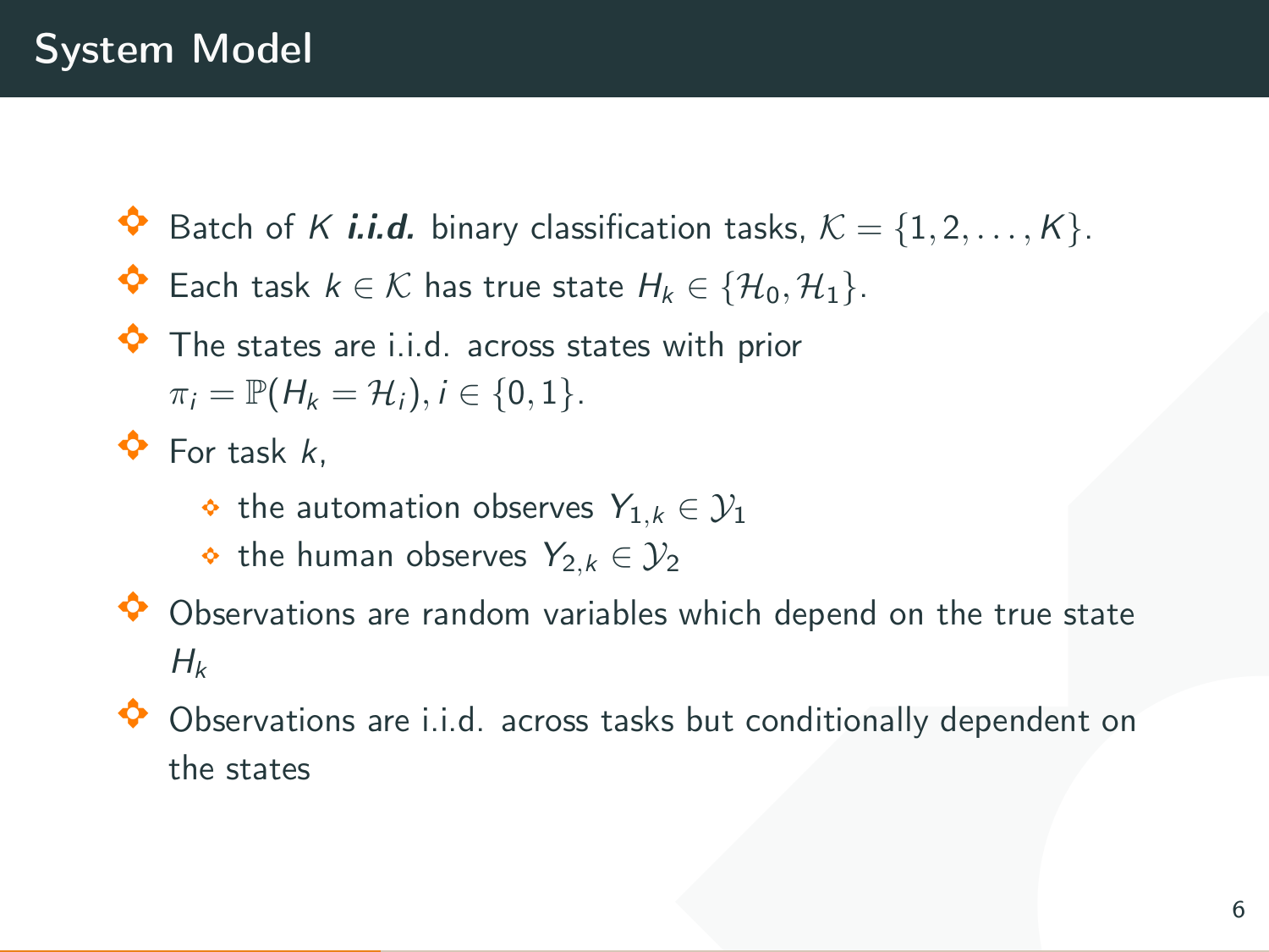# System Model

- Batch of $K$ ***i.i.d.*** binary classification tasks, $\mathcal{K} = \{1, 2, \ldots, K\}$.
- Each task $k \in \mathcal{K}$ has true state $H_k \in \{\mathcal{H}_0, \mathcal{H}_1\}$.
- The states are i.i.d. across states with prior $\pi_i = \mathbb{P}(H_k = \mathcal{H}_i), i \in \{0, 1\}$.
- For task $k$,
  - the automation observes $Y_{1,k} \in \mathcal{Y}_1$
  - the human observes $Y_{2,k} \in \mathcal{Y}_2$
- Observations are random variables which depend on the true state $H_k$
- Observations are i.i.d. across tasks but conditionally dependent on the states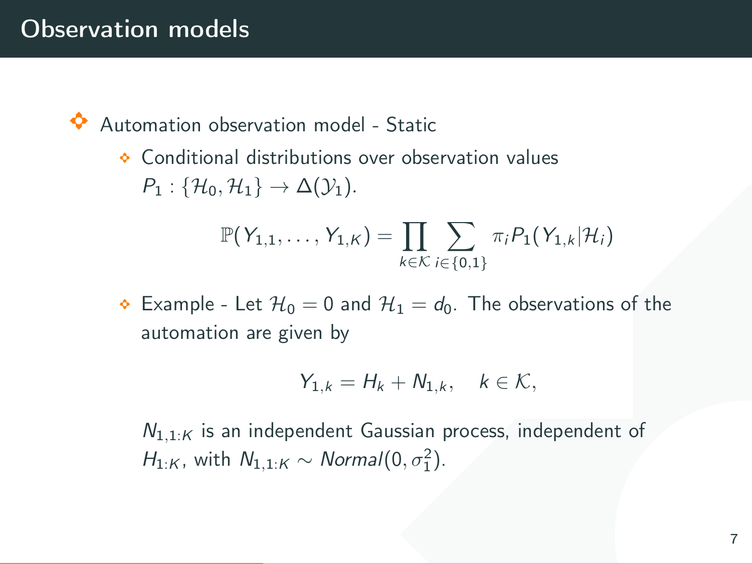# Observation models

- Automation observation model - Static
  - Conditional distributions over observation values $P_1 : \{\mathcal{H}_0, \mathcal{H}_1\} \to \Delta(\mathcal{Y}_1)$.

$$\mathbb{P}(Y_{1,1}, \ldots, Y_{1,K}) = \prod_{k \in \mathcal{K}} \sum_{i \in \{0,1\}} \pi_i P_1(Y_{1,k} | \mathcal{H}_i)$$

  - Example - Let $\mathcal{H}_0 = 0$ and $\mathcal{H}_1 = d_0$. The observations of the automation are given by

$$Y_{1,k} = H_k + N_{1,k}, \quad k \in \mathcal{K},$$

    $N_{1,1:K}$ is an independent Gaussian process, independent of $H_{1:K}$, with $N_{1,1:K} \sim Normal(0, \sigma_1^2)$.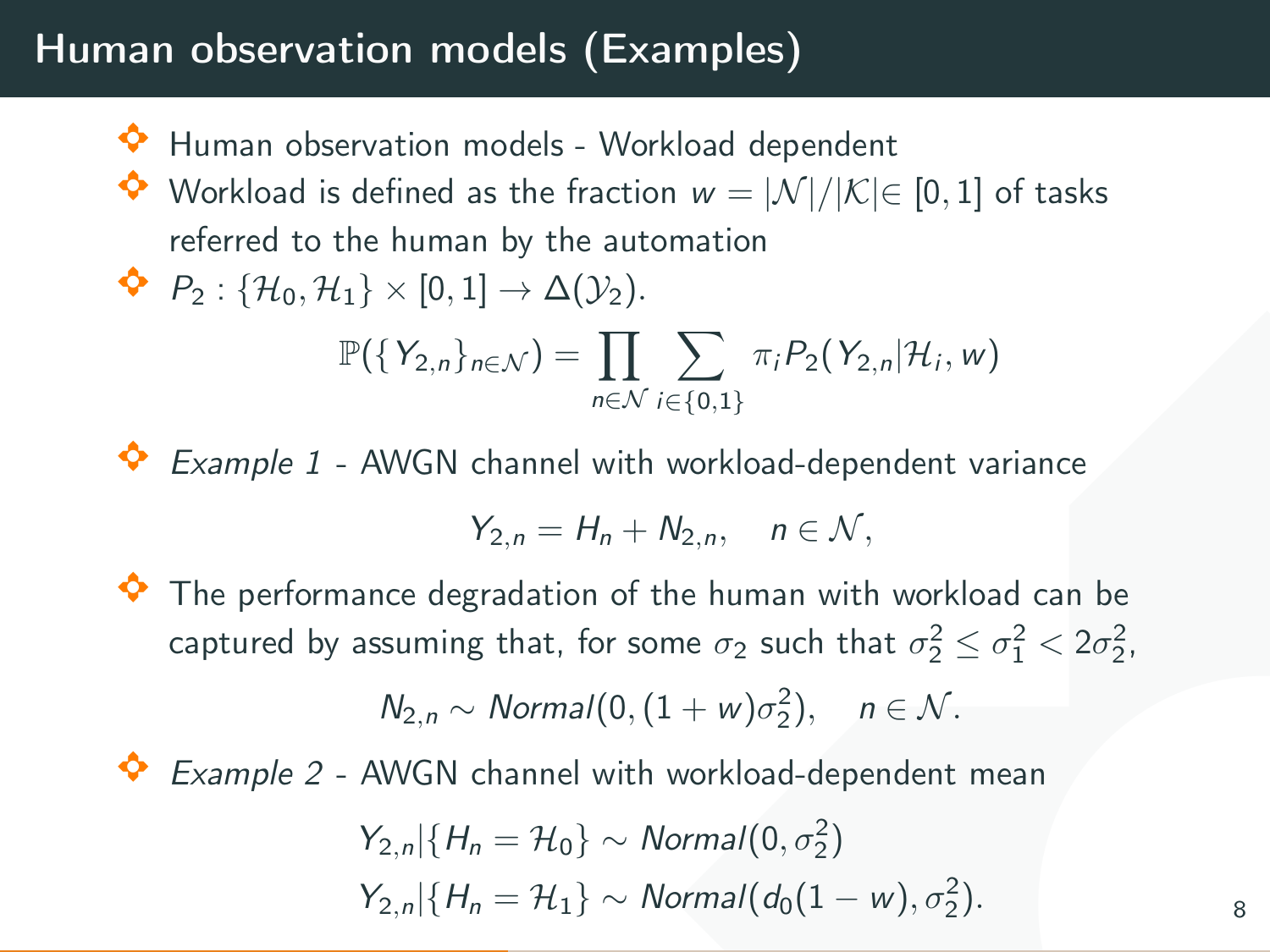# Human observation models (Examples)

- Human observation models - Workload dependent
- Workload is defined as the fraction $w = |\mathcal{N}|/|\mathcal{K}| \in [0, 1]$ of tasks referred to the human by the automation
- $P_2 : \{\mathcal{H}_0, \mathcal{H}_1\} \times [0, 1] \to \Delta(\mathcal{Y}_2)$.

$$\mathbb{P}(\{Y_{2,n}\}_{n \in \mathcal{N}}) = \prod_{n \in \mathcal{N}} \sum_{i \in \{0,1\}} \pi_i P_2(Y_{2,n} | \mathcal{H}_i, w)$$

- *Example 1* - AWGN channel with workload-dependent variance

$$Y_{2,n} = H_n + N_{2,n}, \quad n \in \mathcal{N},$$

- The performance degradation of the human with workload can be captured by assuming that, for some $\sigma_2$ such that $\sigma_2^2 \leq \sigma_1^2 < 2\sigma_2^2$,

$$N_{2,n} \sim Normal(0, (1 + w)\sigma_2^2), \quad n \in \mathcal{N}.$$

- *Example 2* - AWGN channel with workload-dependent mean

$$Y_{2,n} | \{H_n = \mathcal{H}_0\} \sim Normal(0, \sigma_2^2)$$

$$Y_{2,n} | \{H_n = \mathcal{H}_1\} \sim Normal(d_0(1 - w), \sigma_2^2).$$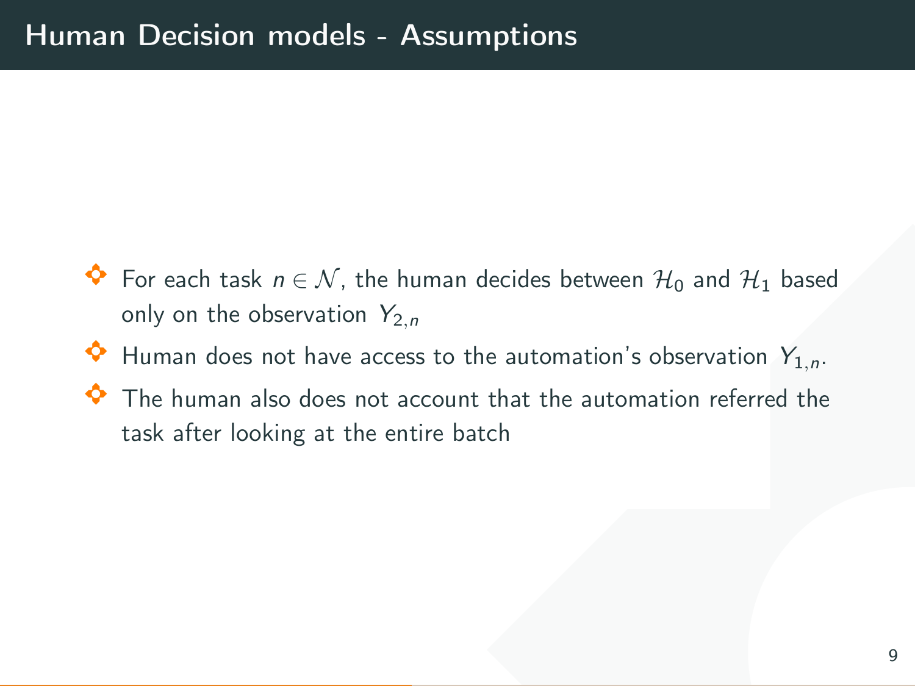# Human Decision models - Assumptions

- For each task $n \in \mathcal{N}$, the human decides between $\mathcal{H}_0$ and $\mathcal{H}_1$ based only on the observation $Y_{2,n}$
- Human does not have access to the automation's observation $Y_{1,n}$.
- The human also does not account that the automation referred the task after looking at the entire batch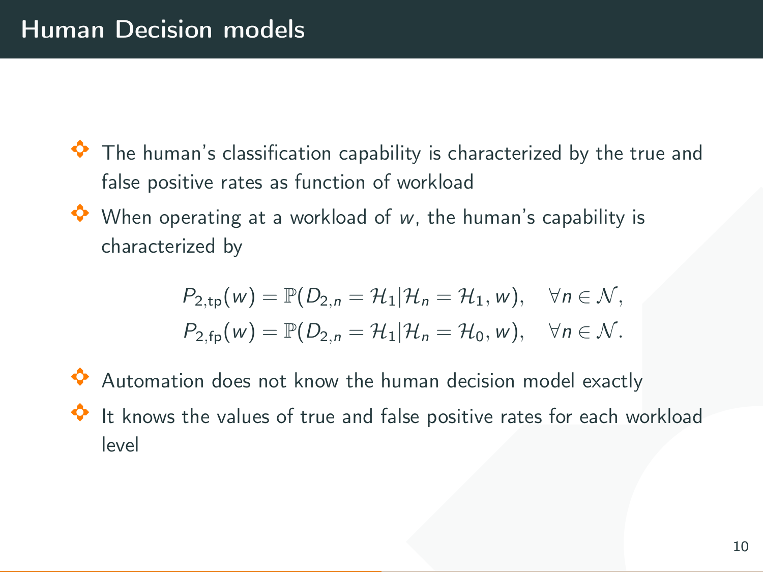# Human Decision models

- The human's classification capability is characterized by the true and false positive rates as function of workload
- When operating at a workload of $w$, the human's capability is characterized by

$$
\begin{aligned}
P_{2,\text{tp}}(w) &= \mathbb{P}(D_{2,n} = \mathcal{H}_1 | \mathcal{H}_n = \mathcal{H}_1, w), \quad \forall n \in \mathcal{N}, \\
P_{2,\text{fp}}(w) &= \mathbb{P}(D_{2,n} = \mathcal{H}_1 | \mathcal{H}_n = \mathcal{H}_0, w), \quad \forall n \in \mathcal{N}.
\end{aligned}
$$

- Automation does not know the human decision model exactly
- It knows the values of true and false positive rates for each workload level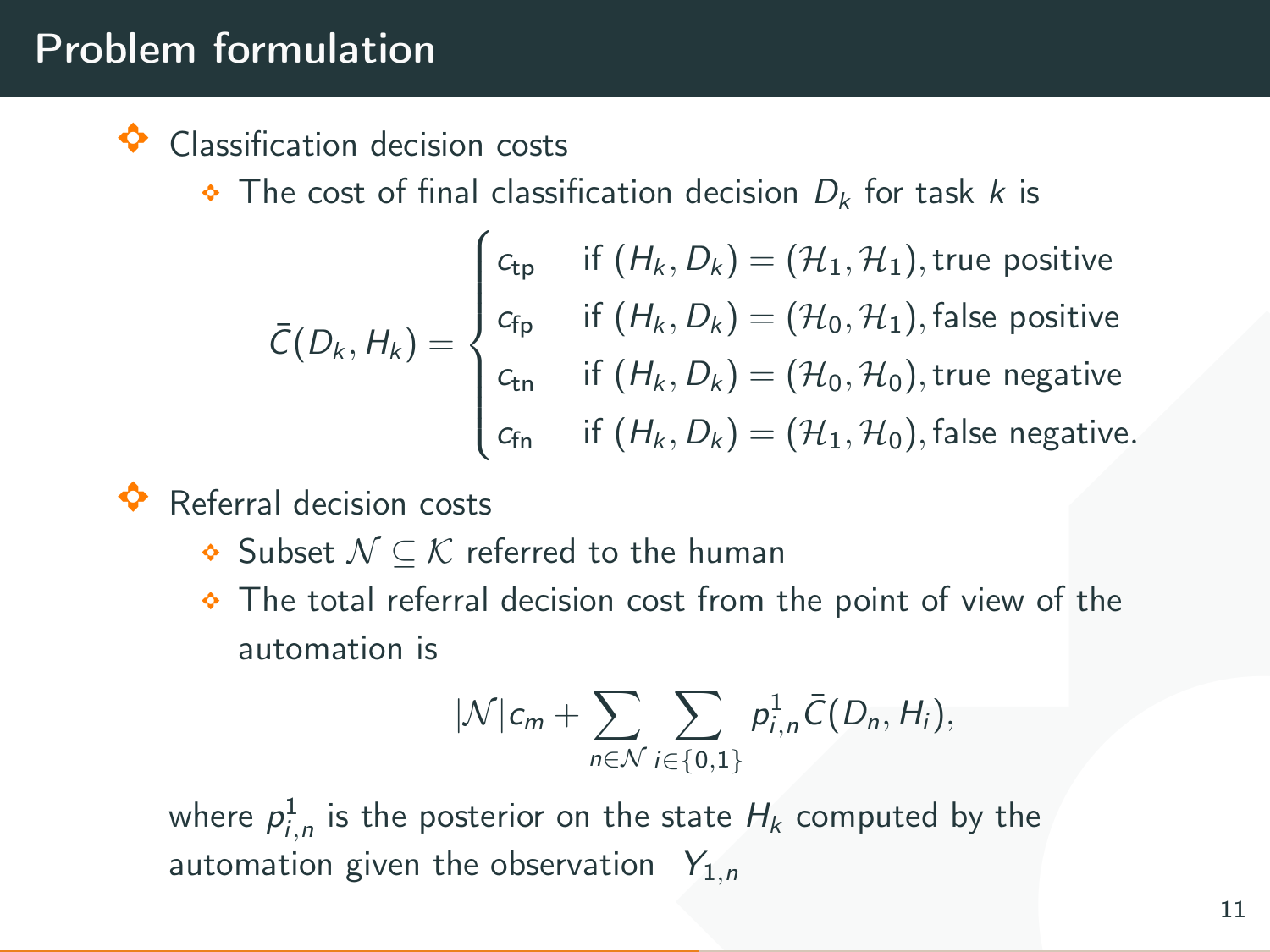# Problem formulation

- Classification decision costs
  - The cost of final classification decision $D_k$ for task $k$ is

$$\bar{C}(D_k, H_k) = \begin{cases} c_{\text{tp}} & \text{if } (H_k, D_k) = (\mathcal{H}_1, \mathcal{H}_1), \text{true positive} \\ c_{\text{fp}} & \text{if } (H_k, D_k) = (\mathcal{H}_0, \mathcal{H}_1), \text{false positive} \\ c_{\text{tn}} & \text{if } (H_k, D_k) = (\mathcal{H}_0, \mathcal{H}_0), \text{true negative} \\ c_{\text{fn}} & \text{if } (H_k, D_k) = (\mathcal{H}_1, \mathcal{H}_0), \text{false negative.} \end{cases}$$

- Referral decision costs
  - Subset $\mathcal{N} \subseteq \mathcal{K}$ referred to the human
  - The total referral decision cost from the point of view of the automation is

$$|\mathcal{N}| c_m + \sum_{n \in \mathcal{N}} \sum_{i \in \{0,1\}} p^1_{i,n} \bar{C}(D_n, H_i),$$

where $p^1_{i,n}$ is the posterior on the state $H_k$ computed by the automation given the observation $Y_{1,n}$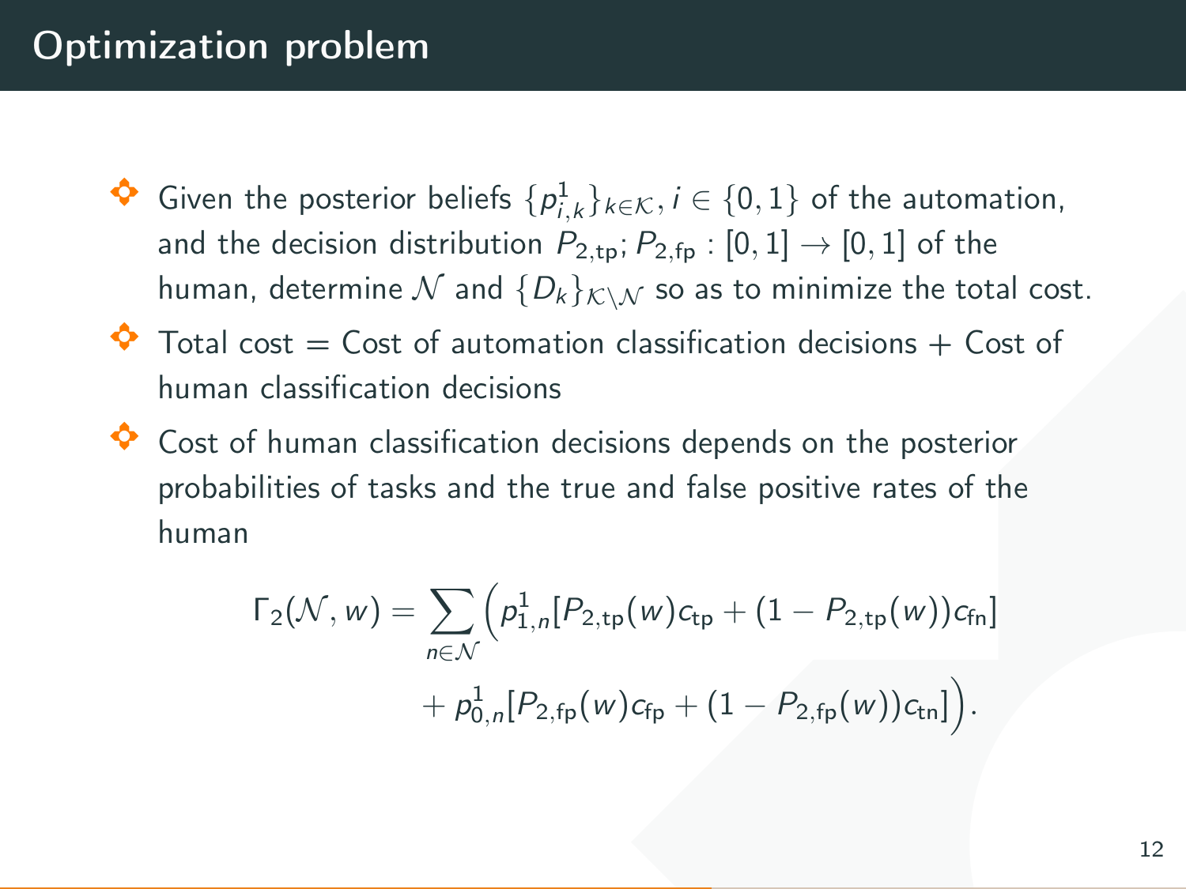# Optimization problem

- Given the posterior beliefs $\{p^1_{i,k}\}_{k\in\mathcal{K}}, i \in \{0,1\}$ of the automation, and the decision distribution $P_{2,\text{tp}}; P_{2,\text{fp}} : [0,1] \to [0,1]$ of the human, determine $\mathcal{N}$ and $\{D_k\}_{\mathcal{K}\setminus\mathcal{N}}$ so as to minimize the total cost.
- Total cost = Cost of automation classification decisions + Cost of human classification decisions
- Cost of human classification decisions depends on the posterior probabilities of tasks and the true and false positive rates of the human

$$\Gamma_2(\mathcal{N}, w) = \sum_{n\in\mathcal{N}} \Big( p^1_{1,n}[P_{2,\text{tp}}(w)c_{\text{tp}} + (1 - P_{2,\text{tp}}(w))c_{\text{fn}}] + p^1_{0,n}[P_{2,\text{fp}}(w)c_{\text{fp}} + (1 - P_{2,\text{fp}}(w))c_{\text{tn}}] \Big).$$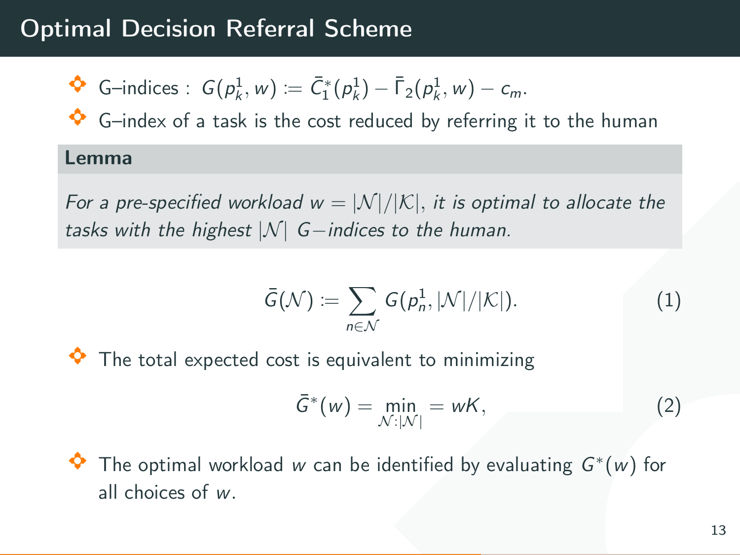# Optimal Decision Referral Scheme

- G–indices : $G(p_k^1, w) := \bar{C}_1^*(p_k^1) - \bar{\Gamma}_2(p_k^1, w) - c_m$.
- G–index of a task is the cost reduced by referring it to the human

**Lemma**

*For a pre-specified workload $w = |\mathcal{N}|/|\mathcal{K}|$, it is optimal to allocate the tasks with the highest $|\mathcal{N}|$ $G-$indices to the human.*

$$\bar{G}(\mathcal{N}) := \sum_{n \in \mathcal{N}} G(p_n^1, |\mathcal{N}|/|\mathcal{K}|). \tag{1}$$

- The total expected cost is equivalent to minimizing

$$\bar{G}^*(w) = \min_{\mathcal{N}:|\mathcal{N}|} = wK, \tag{2}$$

- The optimal workload $w$ can be identified by evaluating $G^*(w)$ for all choices of $w$.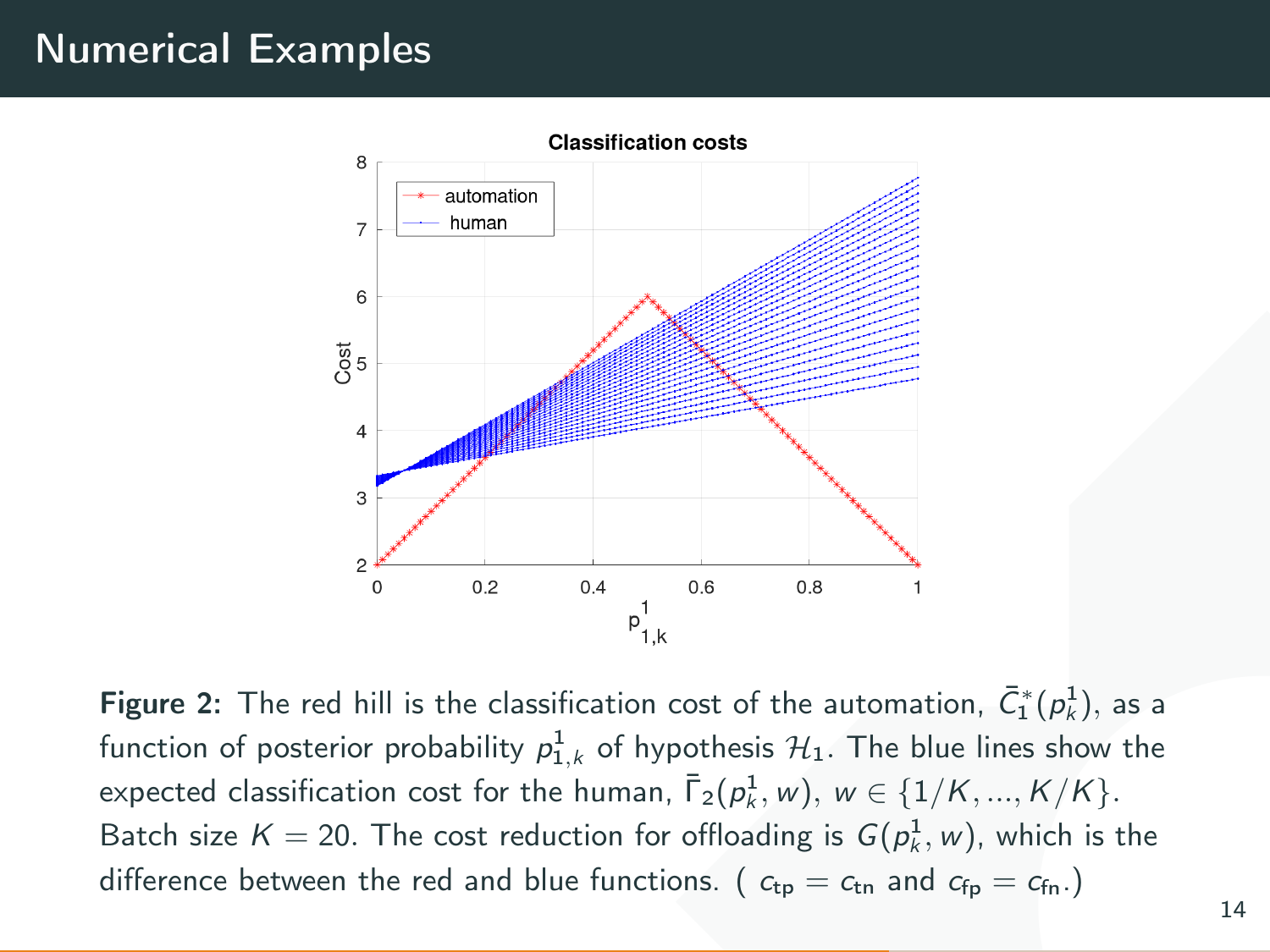# Numerical Examples

**Figure 2:** The red hill is the classification cost of the automation, $\bar{C}_1^*(p_k^1)$, as a function of posterior probability $p_{1,k}^1$ of hypothesis $\mathcal{H}_1$. The blue lines show the expected classification cost for the human, $\bar{\Gamma}_2(p_k^1, w)$, $w \in \{1/K, ..., K/K\}$. Batch size $K = 20$. The cost reduction for offloading is $G(p_k^1, w)$, which is the difference between the red and blue functions. ( $c_{\text{tp}} = c_{\text{tn}}$ and $c_{\text{fp}} = c_{\text{fn}}$.)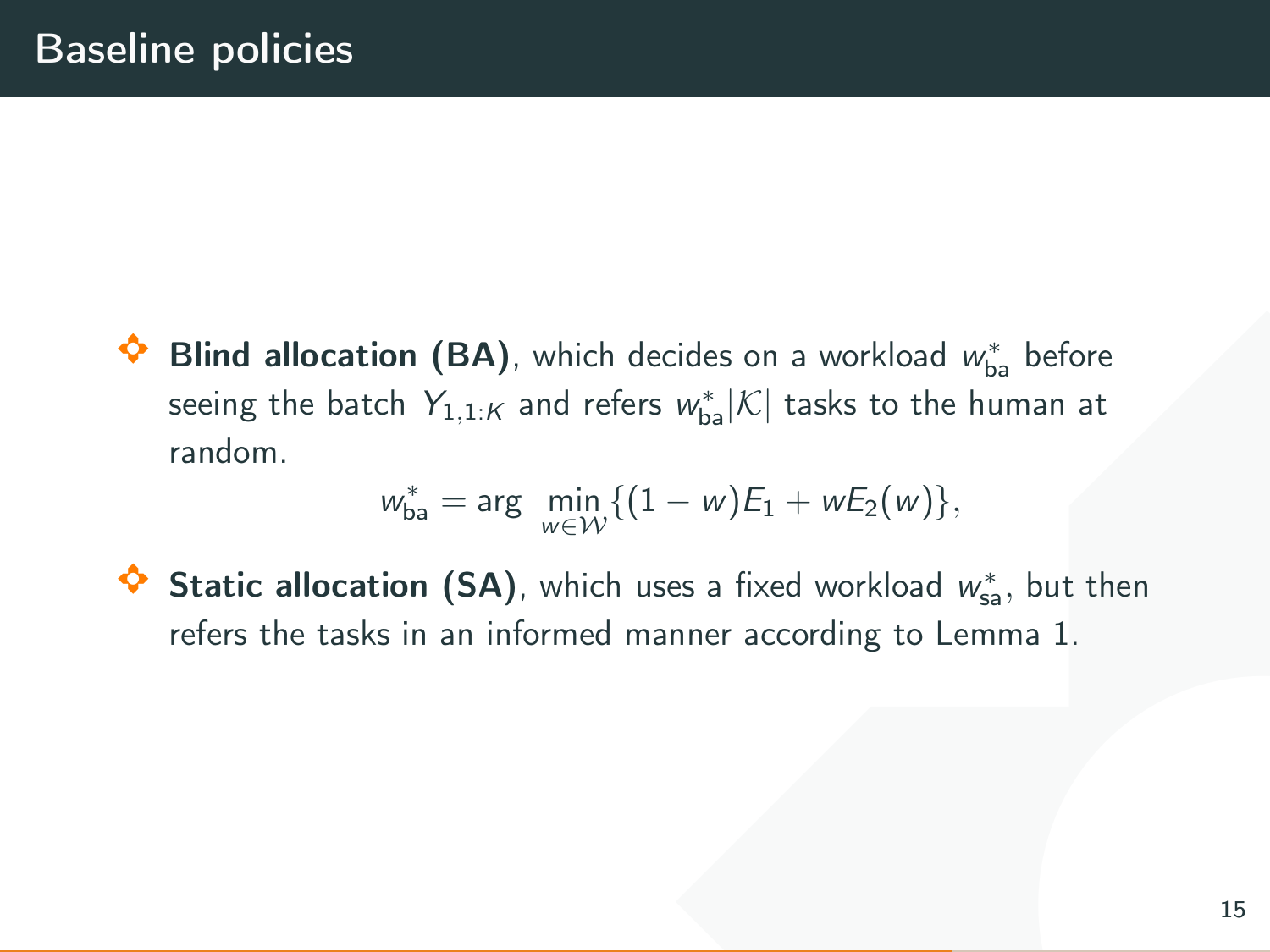# Baseline policies

- **Blind allocation (BA)**, which decides on a workload $w^*_{\mathrm{ba}}$ before seeing the batch $Y_{1,1:K}$ and refers $w^*_{\mathrm{ba}}|\mathcal{K}|$ tasks to the human at random.

$$w^*_{\mathrm{ba}} = \arg \min_{w \in \mathcal{W}} \{(1-w)E_1 + wE_2(w)\},$$

- **Static allocation (SA)**, which uses a fixed workload $w^*_{\mathrm{sa}}$, but then refers the tasks in an informed manner according to Lemma 1.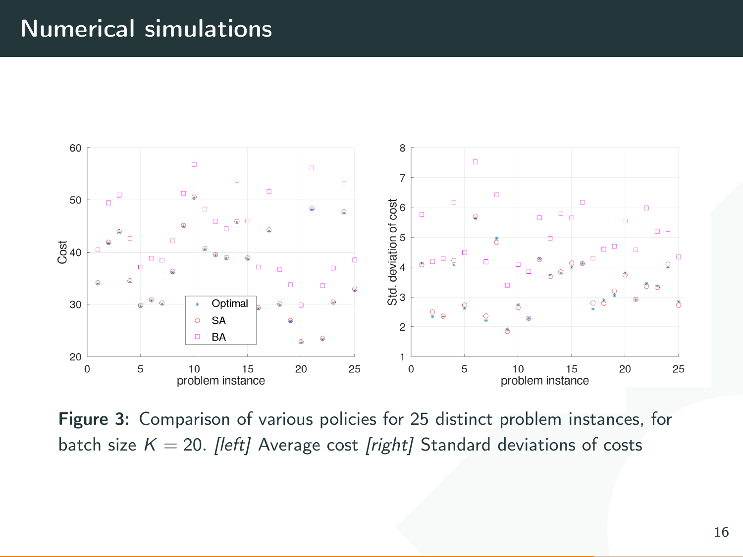# Numerical simulations

**Figure 3:** Comparison of various policies for 25 distinct problem instances, for batch size $K = 20$. *[left]* Average cost *[right]* Standard deviations of costs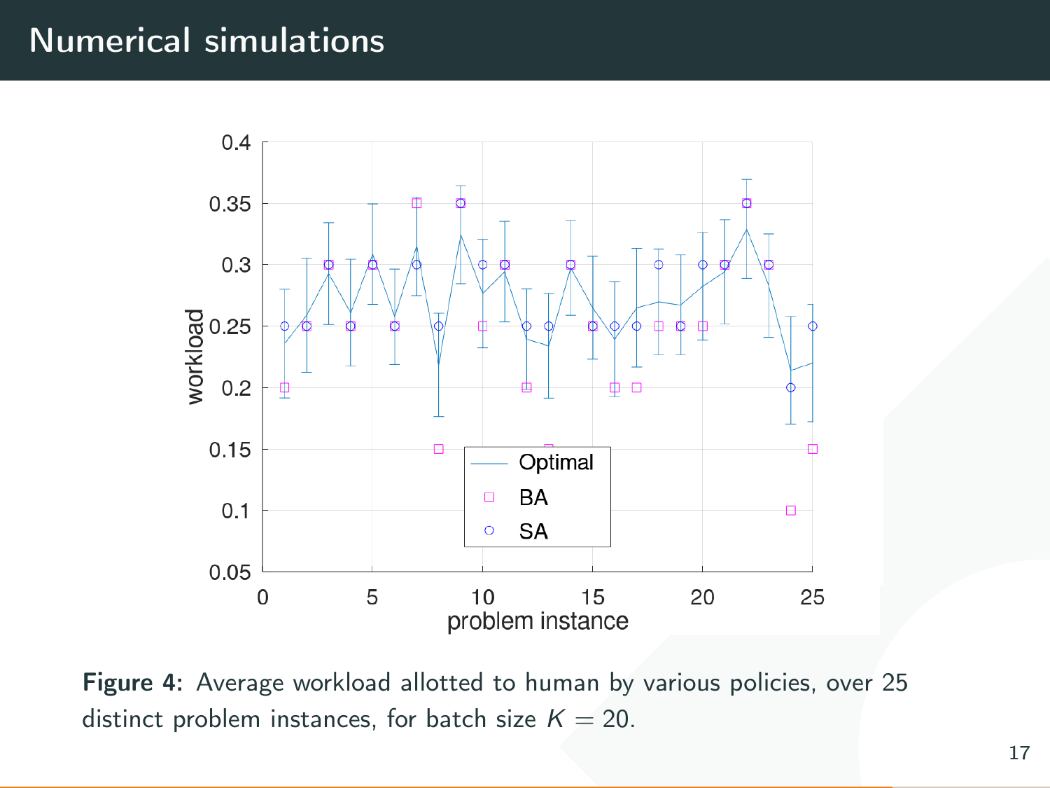# Numerical simulations

**Figure 4:** Average workload allotted to human by various policies, over 25 distinct problem instances, for batch size $K = 20$.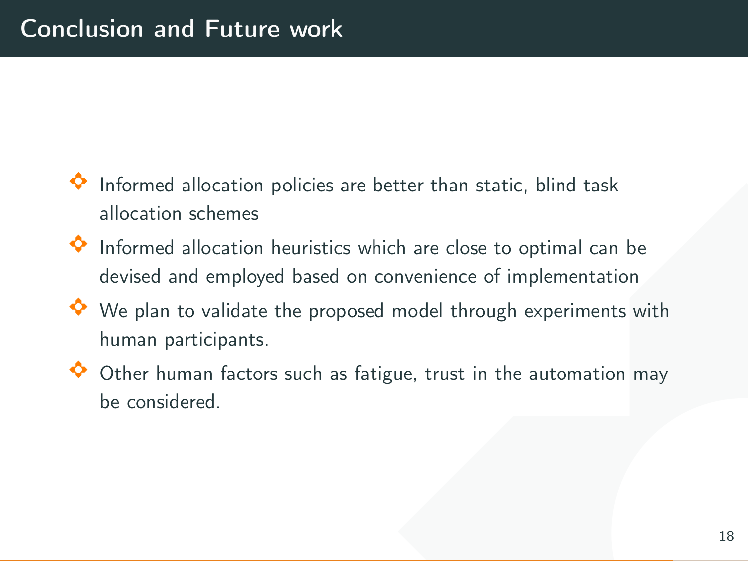# Conclusion and Future work

- Informed allocation policies are better than static, blind task allocation schemes
- Informed allocation heuristics which are close to optimal can be devised and employed based on convenience of implementation
- We plan to validate the proposed model through experiments with human participants.
- Other human factors such as fatigue, trust in the automation may be considered.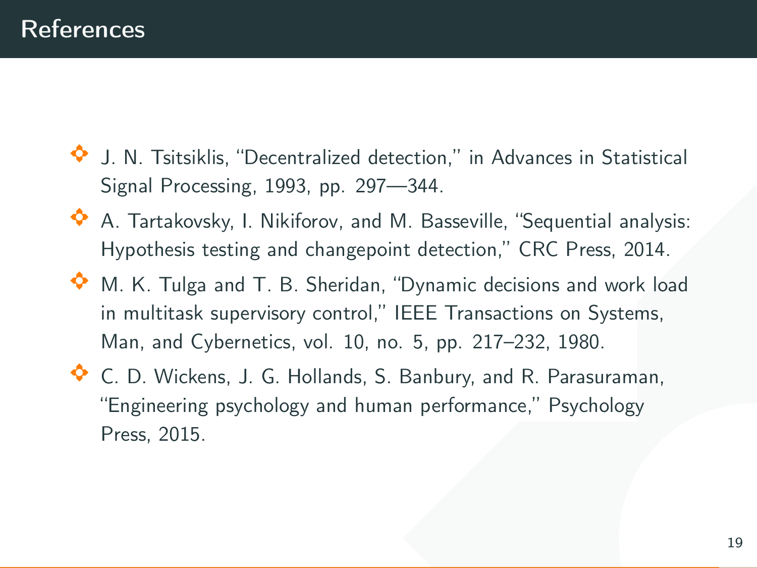# References

- J. N. Tsitsiklis, "Decentralized detection," in Advances in Statistical Signal Processing, 1993, pp. 297—344.
- A. Tartakovsky, I. Nikiforov, and M. Basseville, "Sequential analysis: Hypothesis testing and changepoint detection," CRC Press, 2014.
- M. K. Tulga and T. B. Sheridan, "Dynamic decisions and work load in multitask supervisory control," IEEE Transactions on Systems, Man, and Cybernetics, vol. 10, no. 5, pp. 217–232, 1980.
- C. D. Wickens, J. G. Hollands, S. Banbury, and R. Parasuraman, "Engineering psychology and human performance," Psychology Press, 2015.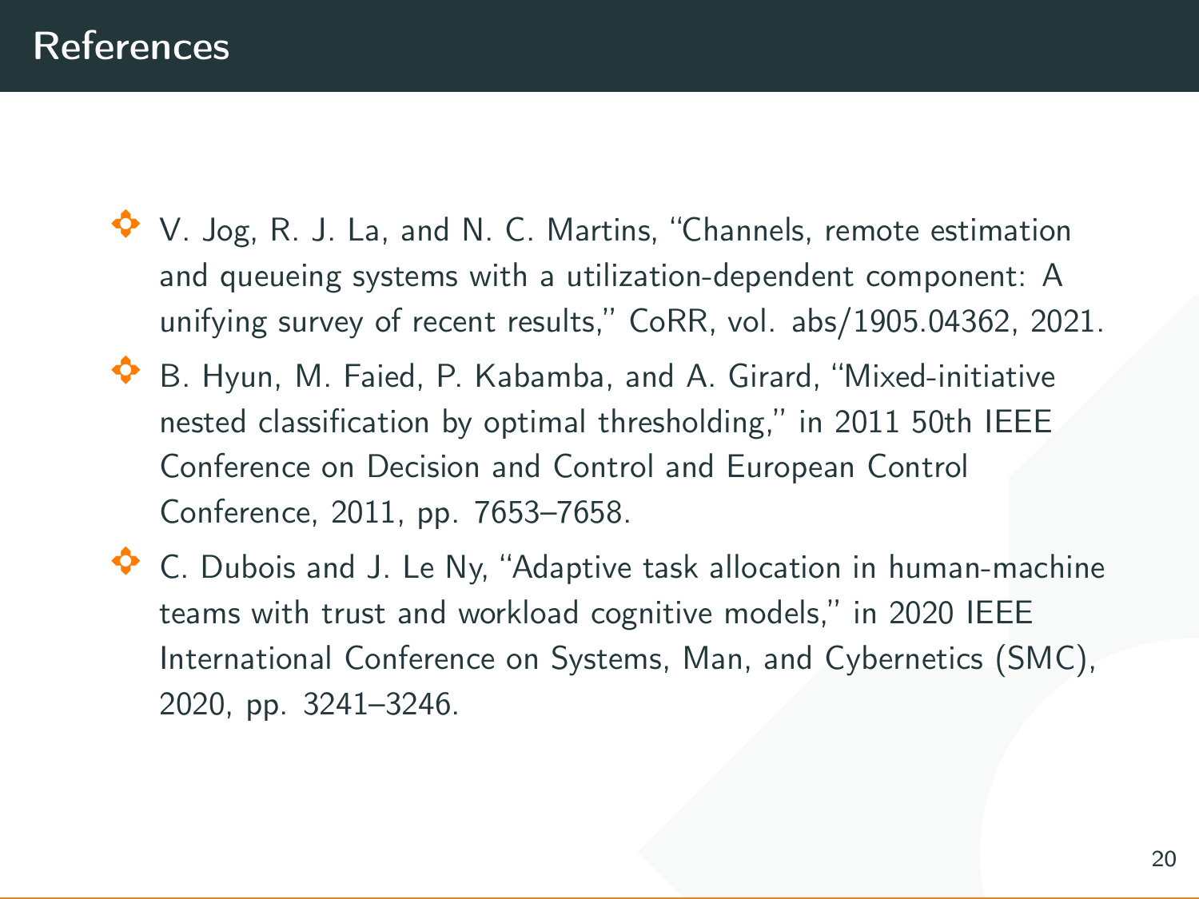# References

- V. Jog, R. J. La, and N. C. Martins, "Channels, remote estimation and queueing systems with a utilization-dependent component: A unifying survey of recent results," CoRR, vol. abs/1905.04362, 2021.
- B. Hyun, M. Faied, P. Kabamba, and A. Girard, "Mixed-initiative nested classification by optimal thresholding," in 2011 50th IEEE Conference on Decision and Control and European Control Conference, 2011, pp. 7653–7658.
- C. Dubois and J. Le Ny, "Adaptive task allocation in human-machine teams with trust and workload cognitive models," in 2020 IEEE International Conference on Systems, Man, and Cybernetics (SMC), 2020, pp. 3241–3246.